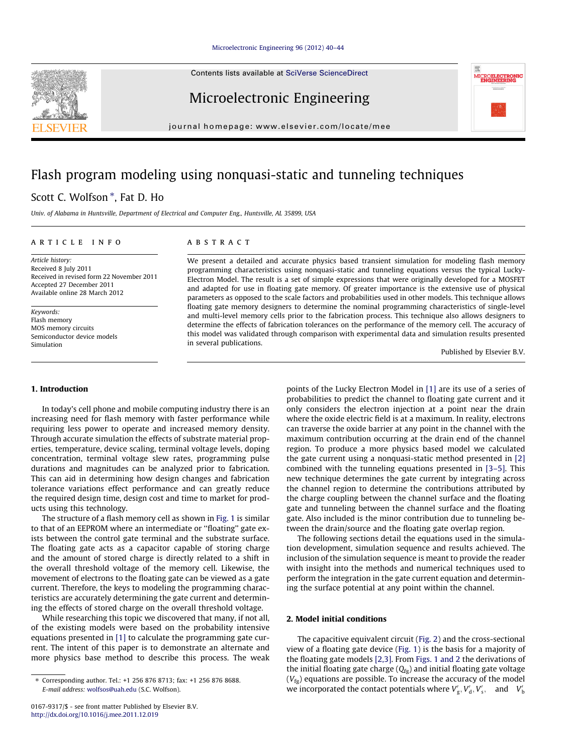Contents lists available at SciVerse ScienceDirect

# Microelectronic Engineering

journal homepage: www.elsevier.com/locate/mee

# Flash program modeling using nonquasi-static and tunneling techniques

Scott C. Wolfson *, Fat D. Ho

Univ. of Alabama in Huntsville, Department of Electrical and Computer Eng., Huntsville, AL 35899, USA

**ARTICLE INFO**

*Article history:*
Received 8 July 2011
Received in revised form 22 November 2011
Accepted 27 December 2011
Available online 28 March 2012

*Keywords:*
Flash memory
MOS memory circuits
Semiconductor device models
Simulation

**ABSTRACT**

We present a detailed and accurate physics based transient simulation for modeling flash memory programming characteristics using nonquasi-static and tunneling equations versus the typical Lucky-Electron Model. The result is a set of simple expressions that were originally developed for a MOSFET and adapted for use in floating gate memory. Of greater importance is the extensive use of physical parameters as opposed to the scale factors and probabilities used in other models. This technique allows floating gate memory designers to determine the nominal programming characteristics of single-level and multi-level memory cells prior to the fabrication process. This technique also allows designers to determine the effects of fabrication tolerances on the performance of the memory cell. The accuracy of this model was validated through comparison with experimental data and simulation results presented in several publications.

Published by Elsevier B.V.

## 1. Introduction

In today's cell phone and mobile computing industry there is an increasing need for flash memory with faster performance while requiring less power to operate and increased memory density. Through accurate simulation the effects of substrate material properties, temperature, device scaling, terminal voltage levels, doping concentration, terminal voltage slew rates, programming pulse durations and magnitudes can be analyzed prior to fabrication. This can aid in determining how design changes and fabrication tolerance variations effect performance and can greatly reduce the required design time, design cost and time to market for products using this technology.

The structure of a flash memory cell as shown in Fig. 1 is similar to that of an EEPROM where an intermediate or "floating" gate exists between the control gate terminal and the substrate surface. The floating gate acts as a capacitor capable of storing charge and the amount of stored charge is directly related to a shift in the overall threshold voltage of the memory cell. Likewise, the movement of electrons to the floating gate can be viewed as a gate current. Therefore, the keys to modeling the programming characteristics are accurately determining the gate current and determining the effects of stored charge on the overall threshold voltage.

While researching this topic we discovered that many, if not all, of the existing models were based on the probability intensive equations presented in [1] to calculate the programming gate current. The intent of this paper is to demonstrate an alternate and more physics base method to describe this process. The weak points of the Lucky Electron Model in [1] are its use of a series of probabilities to predict the channel to floating gate current and it only considers the electron injection at a point near the drain where the oxide electric field is at a maximum. In reality, electrons can traverse the oxide barrier at any point in the channel with the maximum contribution occurring at the drain end of the channel region. To produce a more physics based model we calculated the gate current using a nonquasi-static method presented in [2] combined with the tunneling equations presented in [3–5]. This new technique determines the gate current by integrating across the channel region to determine the contributions attributed by the charge coupling between the channel surface and the floating gate and tunneling between the channel surface and the floating gate. Also included is the minor contribution due to tunneling between the drain/source and the floating gate overlap region.

The following sections detail the equations used in the simulation development, simulation sequence and results achieved. The inclusion of the simulation sequence is meant to provide the reader with insight into the methods and numerical techniques used to perform the integration in the gate current equation and determining the surface potential at any point within the channel.

## 2. Model initial conditions

The capacitive equivalent circuit (Fig. 2) and the cross-sectional view of a floating gate device (Fig. 1) is the basis for a majority of the floating gate models [2,3]. From Figs. 1 and 2 the derivations of the initial floating gate charge ($Q_{fg}$) and initial floating gate voltage ($V_{fg}$) equations are possible. To increase the accuracy of the model we incorporated the contact potentials where $V_g'$, $V_d'$, $V_s'$, and $V_b'$

* Corresponding author. Tel.: +1 256 876 8713; fax: +1 256 876 8688.
*E-mail address:* wolfsos@uah.edu (S.C. Wolfson).

0167-9317/$ - see front matter Published by Elsevier B.V.
http://dx.doi.org/10.1016/j.mee.2011.12.019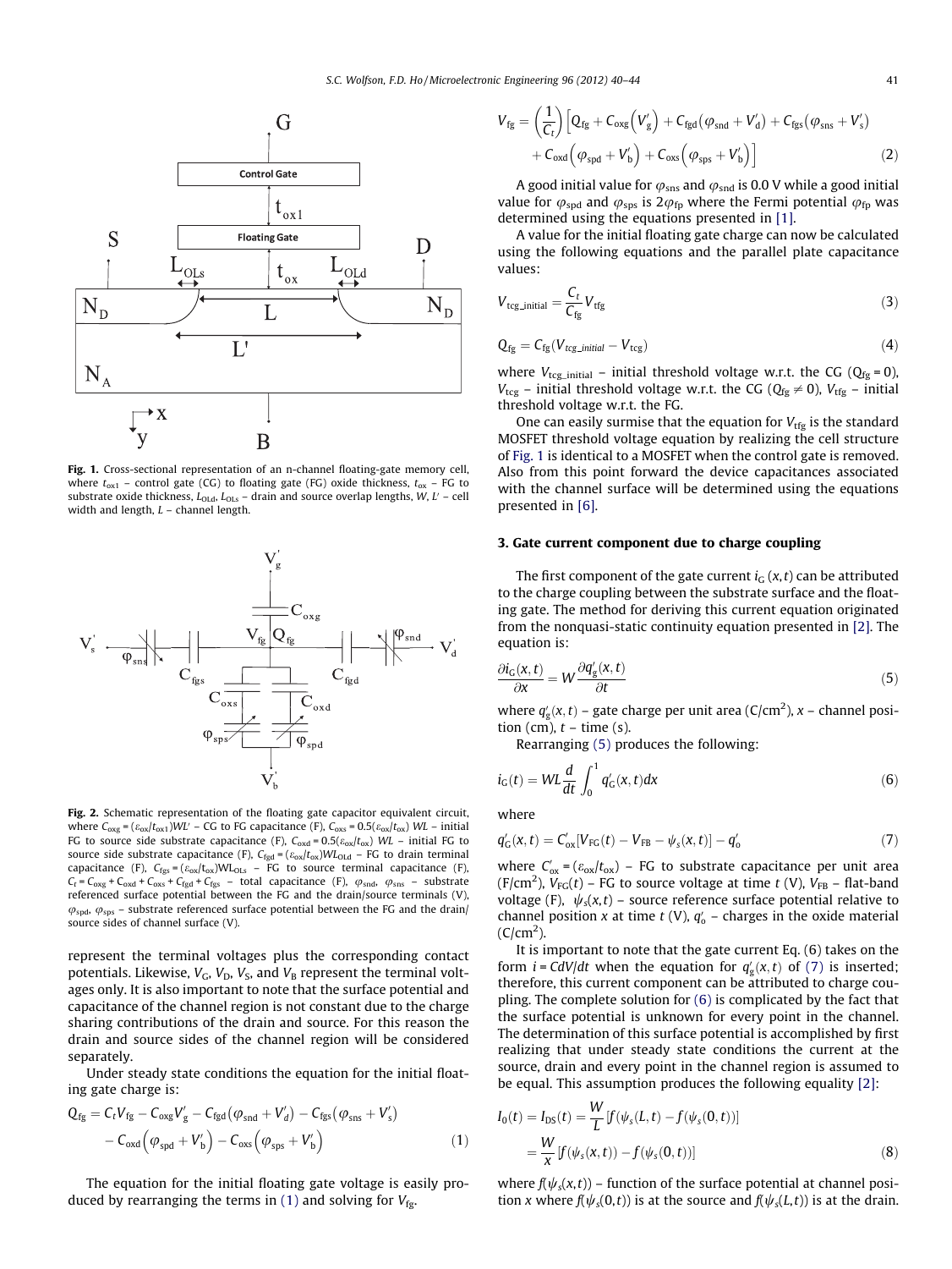Fig. 1. Cross-sectional representation of an n-channel floating-gate memory cell, where $t_{ox1}$ – control gate (CG) to floating gate (FG) oxide thickness, $t_{ox}$ – FG to substrate oxide thickness, $L_{OLd}$, $L_{OLs}$ – drain and source overlap lengths, $W$, $L'$ – cell width and length, $L$ – channel length.

Fig. 2. Schematic representation of the floating gate capacitor equivalent circuit, where $C_{oxg} = (\varepsilon_{ox}/t_{ox1})WL'$ – CG to FG capacitance (F), $C_{oxs} = 0.5(\varepsilon_{ox}/t_{ox})\ WL$ – initial FG to source side substrate capacitance (F), $C_{oxd} = 0.5(\varepsilon_{ox}/t_{ox})\ WL$ – initial FG to source side substrate capacitance (F), $C_{fgd} = (\varepsilon_{ox}/t_{ox})WL_{OLd}$ – FG to drain terminal capacitance (F), $C_{fgs} = (\varepsilon_{ox}/t_{ox})WL_{OLs}$ – FG to source terminal capacitance (F), $C_t = C_{oxg} + C_{oxd} + C_{oxs} + C_{fgd} + C_{fgs}$ – total capacitance (F), $\varphi_{snd}$, $\varphi_{sns}$ – substrate referenced surface potential between the FG and the drain/source terminals (V), $\varphi_{spd}$, $\varphi_{sps}$ – substrate referenced surface potential between the FG and the drain/source sides of channel surface (V).

represent the terminal voltages plus the corresponding contact potentials. Likewise, $V_G$, $V_D$, $V_S$, and $V_B$ represent the terminal voltages only. It is also important to note that the surface potential and capacitance of the channel region is not constant due to the charge sharing contributions of the drain and source. For this reason the drain and source sides of the channel region will be considered separately.

Under steady state conditions the equation for the initial floating gate charge is:

$$Q_{fg} = C_t V_{fg} - C_{oxg}V'_g - C_{fgd}(\varphi_{snd} + V'_d) - C_{fgs}(\varphi_{sns} + V'_s) - C_{oxd}(\varphi_{spd} + V'_b) - C_{oxs}(\varphi_{sps} + V'_b) \quad (1)$$

The equation for the initial floating gate voltage is easily produced by rearranging the terms in (1) and solving for $V_{fg}$.

$$V_{fg} = \left(\frac{1}{C_t}\right)\left[Q_{fg} + C_{oxg}(V'_g) + C_{fgd}(\varphi_{snd} + V'_d) + C_{fgs}(\varphi_{sns} + V'_s) + C_{oxd}(\varphi_{spd} + V'_b) + C_{oxs}(\varphi_{sps} + V'_b)\right] \quad (2)$$

A good initial value for $\varphi_{sns}$ and $\varphi_{snd}$ is 0.0 V while a good initial value for $\varphi_{spd}$ and $\varphi_{sps}$ is $2\varphi_{fp}$ where the Fermi potential $\varphi_{fp}$ was determined using the equations presented in [1].

A value for the initial floating gate charge can now be calculated using the following equations and the parallel plate capacitance values:

$$V_{tcg\_initial} = \frac{C_t}{C_{fg}} V_{tfg} \quad (3)$$

$$Q_{fg} = C_{fg}(V_{tcg\_initial} - V_{tcg}) \quad (4)$$

where $V_{tcg\_initial}$ – initial threshold voltage w.r.t. the CG ($Q_{fg} = 0$), $V_{tcg}$ – initial threshold voltage w.r.t. the CG ($Q_{fg} \neq 0$), $V_{tfg}$ – initial threshold voltage w.r.t. the FG.

One can easily surmise that the equation for $V_{tfg}$ is the standard MOSFET threshold voltage equation by realizing the cell structure of Fig. 1 is identical to a MOSFET when the control gate is removed. Also from this point forward the device capacitances associated with the channel surface will be determined using the equations presented in [6].

## 3. Gate current component due to charge coupling

The first component of the gate current $i_G(x,t)$ can be attributed to the charge coupling between the substrate surface and the floating gate. The method for deriving this current equation originated from the nonquasi-static continuity equation presented in [2]. The equation is:

$$\frac{\partial i_G(x,t)}{\partial x} = W\frac{\partial q'_g(x,t)}{\partial t} \quad (5)$$

where $q'_g(x,t)$ – gate charge per unit area (C/cm$^2$), $x$ – channel position (cm), $t$ – time (s).

Rearranging (5) produces the following:

$$i_G(t) = WL\frac{d}{dt}\int_0^1 q'_G(x,t)dx \quad (6)$$

where

$$q'_G(x,t) = C'_{ox}[V_{FG}(t) - V_{FB} - \psi_s(x,t)] - q'_o \quad (7)$$

where $C'_{ox} = (\varepsilon_{ox}/t_{ox})$ – FG to substrate capacitance per unit area (F/cm$^2$), $V_{FG}(t)$ – FG to source voltage at time $t$ (V), $V_{FB}$ – flat-band voltage (F), $\psi_s(x,t)$ – source reference surface potential relative to channel position $x$ at time $t$ (V), $q'_o$ – charges in the oxide material (C/cm$^2$).

It is important to note that the gate current Eq. (6) takes on the form $i = CdV/dt$ when the equation for $q'_g(x,t)$ of (7) is inserted; therefore, this current component can be attributed to charge coupling. The complete solution for (6) is complicated by the fact that the surface potential is unknown for every point in the channel. The determination of this surface potential is accomplished by first realizing that under steady state conditions the current at the source, drain and every point in the channel region is assumed to be equal. This assumption produces the following equality [2]:

$$I_0(t) = I_{DS}(t) = \frac{W}{L}[f(\psi_s(L,t) - f(\psi_s(0,t))] = \frac{W}{x}[f(\psi_s(x,t)) - f(\psi_s(0,t))] \quad (8)$$

where $f(\psi_s(x,t))$ – function of the surface potential at channel position $x$ where $f(\psi_s(0,t))$ is at the source and $f(\psi_s(L,t))$ is at the drain.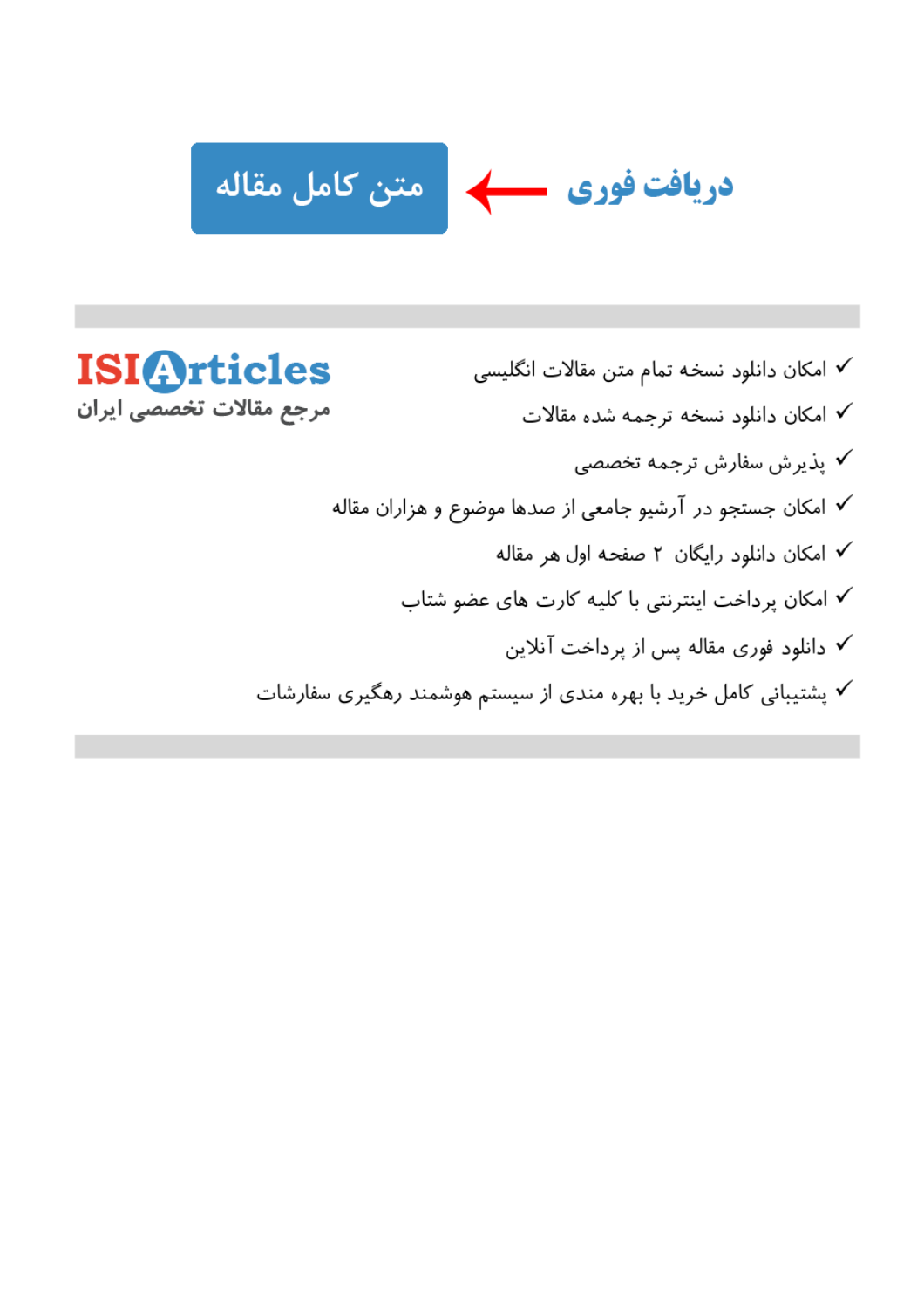دریافت فوری ← **متن کامل مقاله**

**ISIArticles**
مرجع مقالات تخصصی ایران

- ✓ امکان دانلود نسخه تمام متن مقالات انگلیسی
- ✓ امکان دانلود نسخه ترجمه شده مقالات
- ✓ پذیرش سفارش ترجمه تخصصی
- ✓ امکان جستجو در آرشیو جامعی از صدها موضوع و هزاران مقاله
- ✓ امکان دانلود رایگان ۲ صفحه اول هر مقاله
- ✓ امکان پرداخت اینترنتی با کلیه کارت های عضو شتاب
- ✓ دانلود فوری مقاله پس از پرداخت آنلاین
- ✓ پشتیبانی کامل خرید با بهره مندی از سیستم هوشمند رهگیری سفارشات